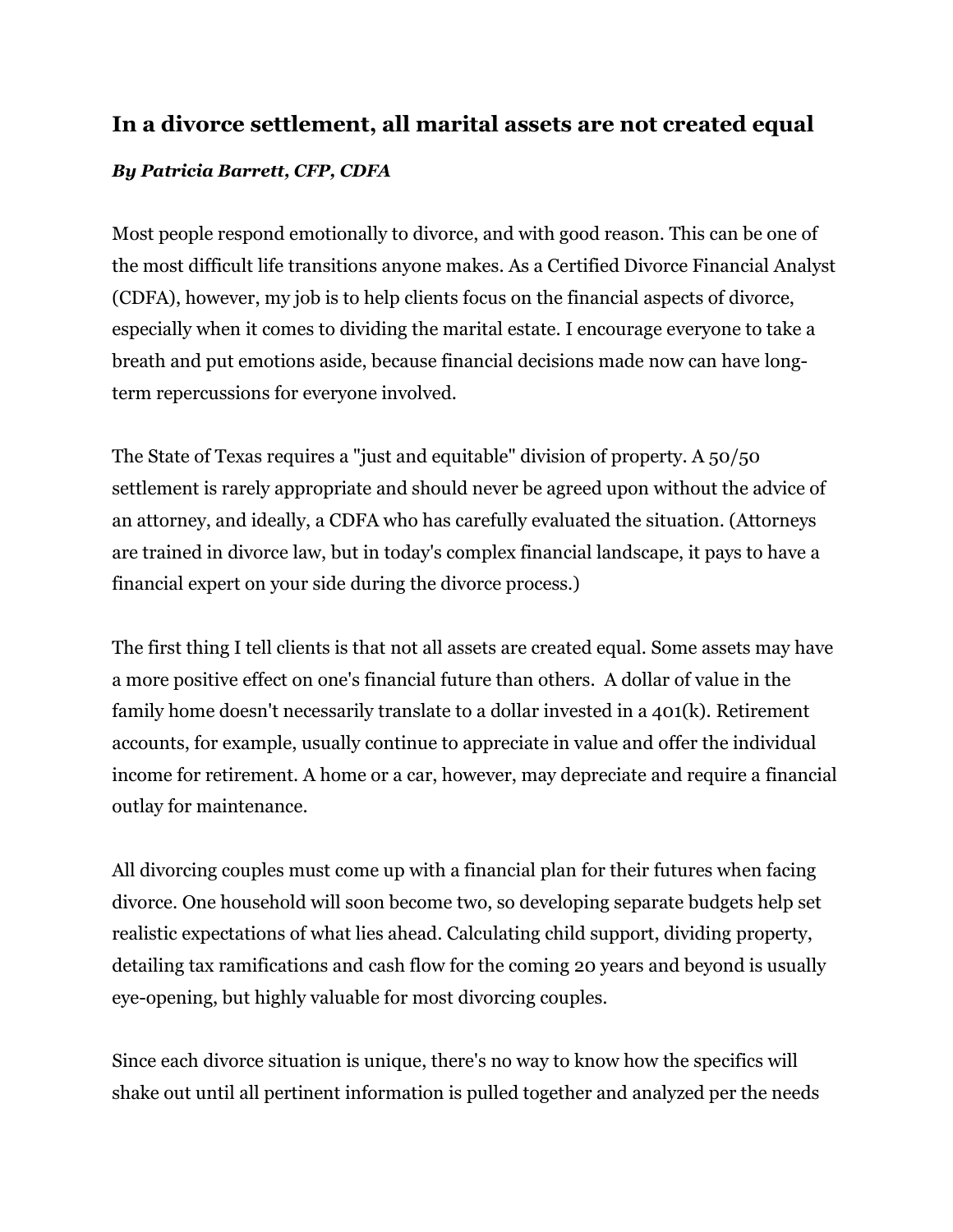## In a divorce settlement, all marital assets are not created equal

***By Patricia Barrett, CFP, CDFA***

Most people respond emotionally to divorce, and with good reason. This can be one of the most difficult life transitions anyone makes. As a Certified Divorce Financial Analyst (CDFA), however, my job is to help clients focus on the financial aspects of divorce, especially when it comes to dividing the marital estate. I encourage everyone to take a breath and put emotions aside, because financial decisions made now can have long-term repercussions for everyone involved.

The State of Texas requires a "just and equitable" division of property. A 50/50 settlement is rarely appropriate and should never be agreed upon without the advice of an attorney, and ideally, a CDFA who has carefully evaluated the situation. (Attorneys are trained in divorce law, but in today's complex financial landscape, it pays to have a financial expert on your side during the divorce process.)

The first thing I tell clients is that not all assets are created equal. Some assets may have a more positive effect on one's financial future than others. A dollar of value in the family home doesn't necessarily translate to a dollar invested in a 401(k). Retirement accounts, for example, usually continue to appreciate in value and offer the individual income for retirement. A home or a car, however, may depreciate and require a financial outlay for maintenance.

All divorcing couples must come up with a financial plan for their futures when facing divorce. One household will soon become two, so developing separate budgets help set realistic expectations of what lies ahead. Calculating child support, dividing property, detailing tax ramifications and cash flow for the coming 20 years and beyond is usually eye-opening, but highly valuable for most divorcing couples.

Since each divorce situation is unique, there's no way to know how the specifics will shake out until all pertinent information is pulled together and analyzed per the needs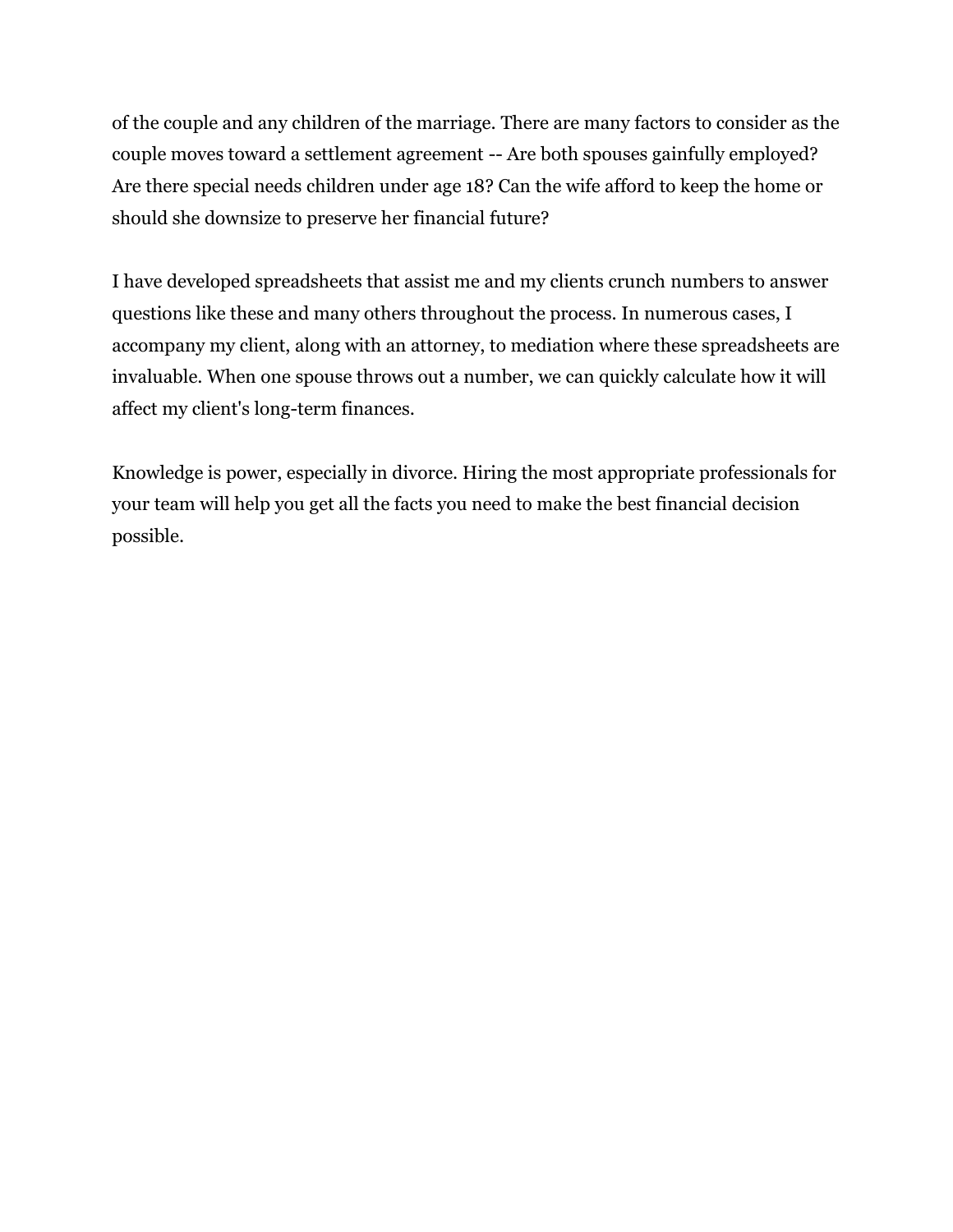of the couple and any children of the marriage. There are many factors to consider as the couple moves toward a settlement agreement -- Are both spouses gainfully employed? Are there special needs children under age 18? Can the wife afford to keep the home or should she downsize to preserve her financial future?

I have developed spreadsheets that assist me and my clients crunch numbers to answer questions like these and many others throughout the process. In numerous cases, I accompany my client, along with an attorney, to mediation where these spreadsheets are invaluable. When one spouse throws out a number, we can quickly calculate how it will affect my client's long-term finances.

Knowledge is power, especially in divorce. Hiring the most appropriate professionals for your team will help you get all the facts you need to make the best financial decision possible.